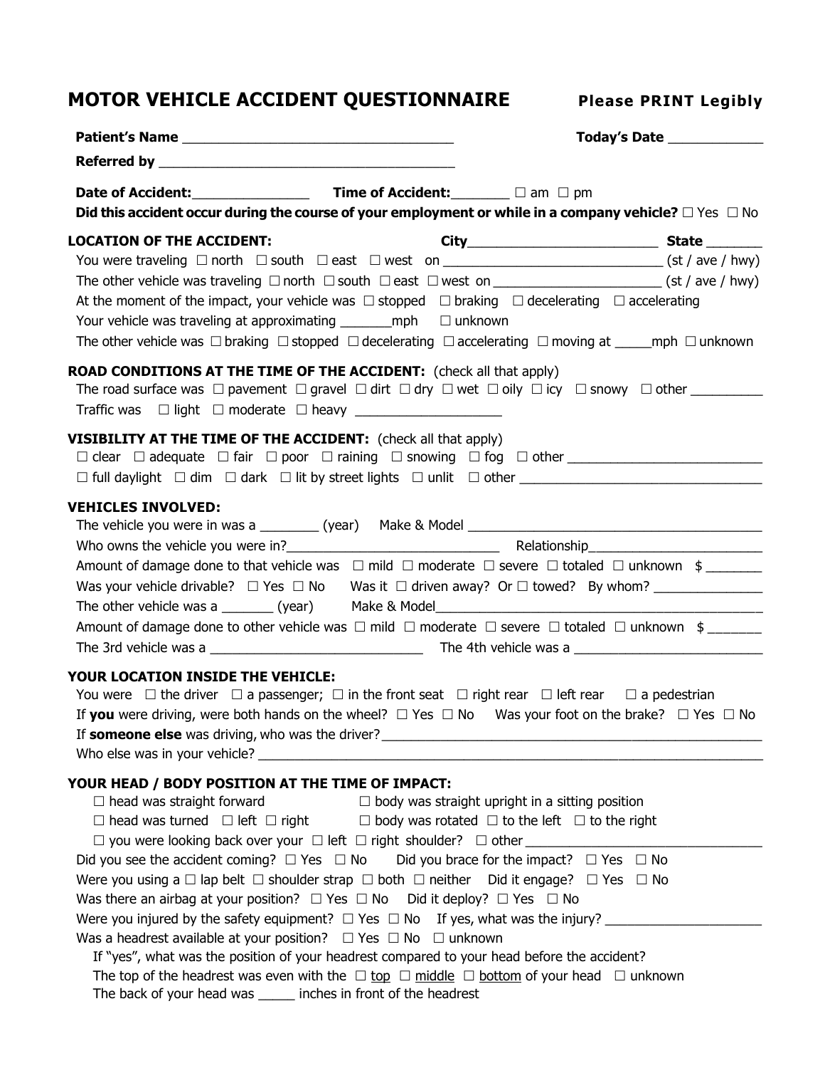# MOTOR VEHICLE ACCIDENT QUESTIONNAIRE

**Please PRINT Legibly**

**Patient's Name** ___________________________________ **Today's Date** ____________

**Referred by** ______________________________________

**Date of Accident:**_______________ **Time of Accident:**_______ ☐ am ☐ pm

**Did this accident occur during the course of your employment or while in a company vehicle?** ☐ Yes ☐ No

**LOCATION OF THE ACCIDENT:** **City**________________________ **State** _______

You were traveling ☐ north ☐ south ☐ east ☐ west on _____________________________ (st / ave / hwy)

The other vehicle was traveling ☐ north ☐ south ☐ east ☐ west on _______________________ (st / ave / hwy)

At the moment of the impact, your vehicle was ☐ stopped ☐ braking ☐ decelerating ☐ accelerating

Your vehicle was traveling at approximating _______mph ☐ unknown

The other vehicle was ☐ braking ☐ stopped ☐ decelerating ☐ accelerating ☐ moving at _____mph ☐ unknown

**ROAD CONDITIONS AT THE TIME OF THE ACCIDENT:** (check all that apply)

The road surface was ☐ pavement ☐ gravel ☐ dirt ☐ dry ☐ wet ☐ oily ☐ icy ☐ snowy ☐ other _________

Traffic was ☐ light ☐ moderate ☐ heavy ___________________

**VISIBILITY AT THE TIME OF THE ACCIDENT:** (check all that apply)

☐ clear ☐ adequate ☐ fair ☐ poor ☐ raining ☐ snowing ☐ fog ☐ other __________________________

☐ full daylight ☐ dim ☐ dark ☐ lit by street lights ☐ unlit ☐ other ________________________________

**VEHICLES INVOLVED:**

The vehicle you were in was a ________ (year) Make & Model _________________________________________

Who owns the vehicle you were in?_____________________________ Relationship_______________________

Amount of damage done to that vehicle was ☐ mild ☐ moderate ☐ severe ☐ totaled ☐ unknown $ _______

Was your vehicle drivable? ☐ Yes ☐ No Was it ☐ driven away? Or ☐ towed? By whom? ______________

The other vehicle was a _______ (year) Make & Model____________________________________________

Amount of damage done to other vehicle was ☐ mild ☐ moderate ☐ severe ☐ totaled ☐ unknown $ _______

The 3rd vehicle was a _____________________________ The 4th vehicle was a _________________________

**YOUR LOCATION INSIDE THE VEHICLE:**

You were ☐ the driver ☐ a passenger; ☐ in the front seat ☐ right rear ☐ left rear ☐ a pedestrian

If **you** were driving, were both hands on the wheel? ☐ Yes ☐ No Was your foot on the brake? ☐ Yes ☐ No

If **someone else** was driving, who was the driver?_____________________________________________________

Who else was in your vehicle? ______________________________________________________________________

**YOUR HEAD / BODY POSITION AT THE TIME OF IMPACT:**

☐ head was straight forward ☐ body was straight upright in a sitting position

☐ head was turned ☐ left ☐ right ☐ body was rotated ☐ to the left ☐ to the right

☐ you were looking back over your ☐ left ☐ right shoulder? ☐ other ______________________________

Did you see the accident coming? ☐ Yes ☐ No Did you brace for the impact? ☐ Yes ☐ No

Were you using a ☐ lap belt ☐ shoulder strap ☐ both ☐ neither Did it engage? ☐ Yes ☐ No

Was there an airbag at your position? ☐ Yes ☐ No Did it deploy? ☐ Yes ☐ No

Were you injured by the safety equipment? ☐ Yes ☐ No If yes, what was the injury? _____________________

Was a headrest available at your position? ☐ Yes ☐ No ☐ unknown

If "yes", what was the position of your headrest compared to your head before the accident?

The top of the headrest was even with the ☐ <u>top</u> ☐ <u>middle</u> ☐ <u>bottom</u> of your head ☐ unknown

The back of your head was _____ inches in front of the headrest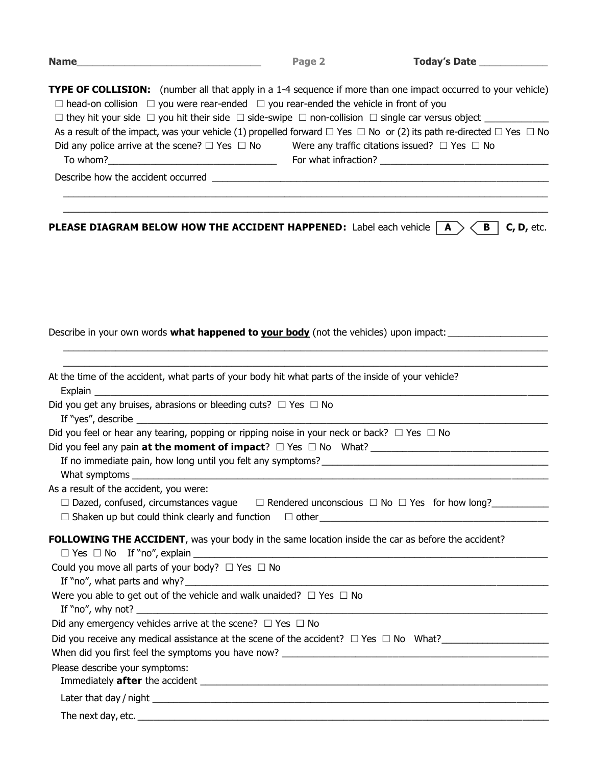**Name**\_\_\_\_\_\_\_\_\_\_\_\_\_\_\_\_\_\_\_\_\_\_\_\_\_\_\_\_\_\_\_\_\_\_ **Page 2** **Today's Date** \_\_\_\_\_\_\_\_\_\_\_\_

**TYPE OF COLLISION:** (number all that apply in a 1-4 sequence if more than one impact occurred to your vehicle)

☐ head-on collision ☐ you were rear-ended ☐ you rear-ended the vehicle in front of you

☐ they hit your side ☐ you hit their side ☐ side-swipe ☐ non-collision ☐ single car versus object \_\_\_\_\_\_\_\_\_\_\_\_

As a result of the impact, was your vehicle (1) propelled forward ☐ Yes ☐ No or (2) its path re-directed ☐ Yes ☐ No

Did any police arrive at the scene? ☐ Yes ☐ No Were any traffic citations issued? ☐ Yes ☐ No

To whom?\_\_\_\_\_\_\_\_\_\_\_\_\_\_\_\_\_\_\_\_\_\_\_\_\_\_\_\_\_\_\_\_ For what infraction? \_\_\_\_\_\_\_\_\_\_\_\_\_\_\_\_\_\_\_\_\_\_\_\_\_\_\_\_\_\_\_\_

Describe how the accident occurred \_\_\_\_\_\_\_\_\_\_\_\_\_\_\_\_\_\_\_\_\_\_\_\_\_\_\_\_\_\_\_\_\_\_\_\_\_\_\_\_\_\_\_\_\_\_\_\_\_\_\_\_\_\_\_\_\_\_\_\_\_\_

\_\_\_\_\_\_\_\_\_\_\_\_\_\_\_\_\_\_\_\_\_\_\_\_\_\_\_\_\_\_\_\_\_\_\_\_\_\_\_\_\_\_\_\_\_\_\_\_\_\_\_\_\_\_\_\_\_\_\_\_\_\_\_\_\_\_\_\_\_\_\_\_\_\_\_\_\_\_\_\_\_\_\_\_\_\_\_\_\_\_\_\_

\_\_\_\_\_\_\_\_\_\_\_\_\_\_\_\_\_\_\_\_\_\_\_\_\_\_\_\_\_\_\_\_\_\_\_\_\_\_\_\_\_\_\_\_\_\_\_\_\_\_\_\_\_\_\_\_\_\_\_\_\_\_\_\_\_\_\_\_\_\_\_\_\_\_\_\_\_\_\_\_\_\_\_\_\_\_\_\_\_\_\_\_

**PLEASE DIAGRAM BELOW HOW THE ACCIDENT HAPPENED:** Label each vehicle **A** **B** **C, D,** etc.

Describe in your own words **what happened to <u>your body</u>** (not the vehicles) upon impact: \_\_\_\_\_\_\_\_\_\_\_\_\_\_\_\_\_\_\_

\_\_\_\_\_\_\_\_\_\_\_\_\_\_\_\_\_\_\_\_\_\_\_\_\_\_\_\_\_\_\_\_\_\_\_\_\_\_\_\_\_\_\_\_\_\_\_\_\_\_\_\_\_\_\_\_\_\_\_\_\_\_\_\_\_\_\_\_\_\_\_\_\_\_\_\_\_\_\_\_\_\_\_\_\_\_\_\_\_\_\_\_

\_\_\_\_\_\_\_\_\_\_\_\_\_\_\_\_\_\_\_\_\_\_\_\_\_\_\_\_\_\_\_\_\_\_\_\_\_\_\_\_\_\_\_\_\_\_\_\_\_\_\_\_\_\_\_\_\_\_\_\_\_\_\_\_\_\_\_\_\_\_\_\_\_\_\_\_\_\_\_\_\_\_\_\_\_\_\_\_\_\_\_\_

At the time of the accident, what parts of your body hit what parts of the inside of your vehicle?

Explain \_\_\_\_\_\_\_\_\_\_\_\_\_\_\_\_\_\_\_\_\_\_\_\_\_\_\_\_\_\_\_\_\_\_\_\_\_\_\_\_\_\_\_\_\_\_\_\_\_\_\_\_\_\_\_\_\_\_\_\_\_\_\_\_\_\_\_\_\_\_\_\_\_\_\_\_\_\_\_\_\_\_\_\_

Did you get any bruises, abrasions or bleeding cuts? ☐ Yes ☐ No

If "yes", describe \_\_\_\_\_\_\_\_\_\_\_\_\_\_\_\_\_\_\_\_\_\_\_\_\_\_\_\_\_\_\_\_\_\_\_\_\_\_\_\_\_\_\_\_\_\_\_\_\_\_\_\_\_\_\_\_\_\_\_\_\_\_\_\_\_\_\_\_\_\_\_\_\_\_\_\_

Did you feel or hear any tearing, popping or ripping noise in your neck or back? ☐ Yes ☐ No

Did you feel any pain **at the moment of impact**? ☐ Yes ☐ No What? \_\_\_\_\_\_\_\_\_\_\_\_\_\_\_\_\_\_\_\_\_\_\_\_\_\_\_\_\_\_\_\_\_\_

If no immediate pain, how long until you felt any symptoms?\_\_\_\_\_\_\_\_\_\_\_\_\_\_\_\_\_\_\_\_\_\_\_\_\_\_\_\_\_\_\_\_\_\_\_\_\_\_\_\_\_\_\_

What symptoms \_\_\_\_\_\_\_\_\_\_\_\_\_\_\_\_\_\_\_\_\_\_\_\_\_\_\_\_\_\_\_\_\_\_\_\_\_\_\_\_\_\_\_\_\_\_\_\_\_\_\_\_\_\_\_\_\_\_\_\_\_\_\_\_\_\_\_\_\_\_\_\_\_\_\_\_\_\_

As a result of the accident, you were:

☐ Dazed, confused, circumstances vague ☐ Rendered unconscious ☐ No ☐ Yes for how long?\_\_\_\_\_\_\_\_\_\_\_

☐ Shaken up but could think clearly and function ☐ other\_\_\_\_\_\_\_\_\_\_\_\_\_\_\_\_\_\_\_\_\_\_\_\_\_\_\_\_\_\_\_\_\_\_\_\_\_\_\_\_\_\_\_

**FOLLOWING THE ACCIDENT**, was your body in the same location inside the car as before the accident?

☐ Yes ☐ No If "no", explain \_\_\_\_\_\_\_\_\_\_\_\_\_\_\_\_\_\_\_\_\_\_\_\_\_\_\_\_\_\_\_\_\_\_\_\_\_\_\_\_\_\_\_\_\_\_\_\_\_\_\_\_\_\_\_\_\_\_\_\_\_\_\_\_\_\_\_\_\_

Could you move all parts of your body? ☐ Yes ☐ No

If "no", what parts and why?\_\_\_\_\_\_\_\_\_\_\_\_\_\_\_\_\_\_\_\_\_\_\_\_\_\_\_\_\_\_\_\_\_\_\_\_\_\_\_\_\_\_\_\_\_\_\_\_\_\_\_\_\_\_\_\_\_\_\_\_\_\_\_\_\_\_\_\_

Were you able to get out of the vehicle and walk unaided? ☐ Yes ☐ No

If "no", why not? \_\_\_\_\_\_\_\_\_\_\_\_\_\_\_\_\_\_\_\_\_\_\_\_\_\_\_\_\_\_\_\_\_\_\_\_\_\_\_\_\_\_\_\_\_\_\_\_\_\_\_\_\_\_\_\_\_\_\_\_\_\_\_\_\_\_\_\_\_\_\_\_\_\_\_

Did any emergency vehicles arrive at the scene? ☐ Yes ☐ No

Did you receive any medical assistance at the scene of the accident? ☐ Yes ☐ No What?\_\_\_\_\_\_\_\_\_\_\_\_\_\_\_\_\_\_\_\_

When did you first feel the symptoms you have now? \_\_\_\_\_\_\_\_\_\_\_\_\_\_\_\_\_\_\_\_\_\_\_\_\_\_\_\_\_\_\_\_\_\_\_\_\_\_\_\_\_\_\_\_\_\_\_\_\_\_\_

Please describe your symptoms:

Immediately **after** the accident \_\_\_\_\_\_\_\_\_\_\_\_\_\_\_\_\_\_\_\_\_\_\_\_\_\_\_\_\_\_\_\_\_\_\_\_\_\_\_\_\_\_\_\_\_\_\_\_\_\_\_\_\_\_\_\_\_\_\_\_\_\_\_\_

Later that day / night \_\_\_\_\_\_\_\_\_\_\_\_\_\_\_\_\_\_\_\_\_\_\_\_\_\_\_\_\_\_\_\_\_\_\_\_\_\_\_\_\_\_\_\_\_\_\_\_\_\_\_\_\_\_\_\_\_\_\_\_\_\_\_\_\_\_\_\_\_\_\_\_\_\_

The next day, etc. \_\_\_\_\_\_\_\_\_\_\_\_\_\_\_\_\_\_\_\_\_\_\_\_\_\_\_\_\_\_\_\_\_\_\_\_\_\_\_\_\_\_\_\_\_\_\_\_\_\_\_\_\_\_\_\_\_\_\_\_\_\_\_\_\_\_\_\_\_\_\_\_\_\_\_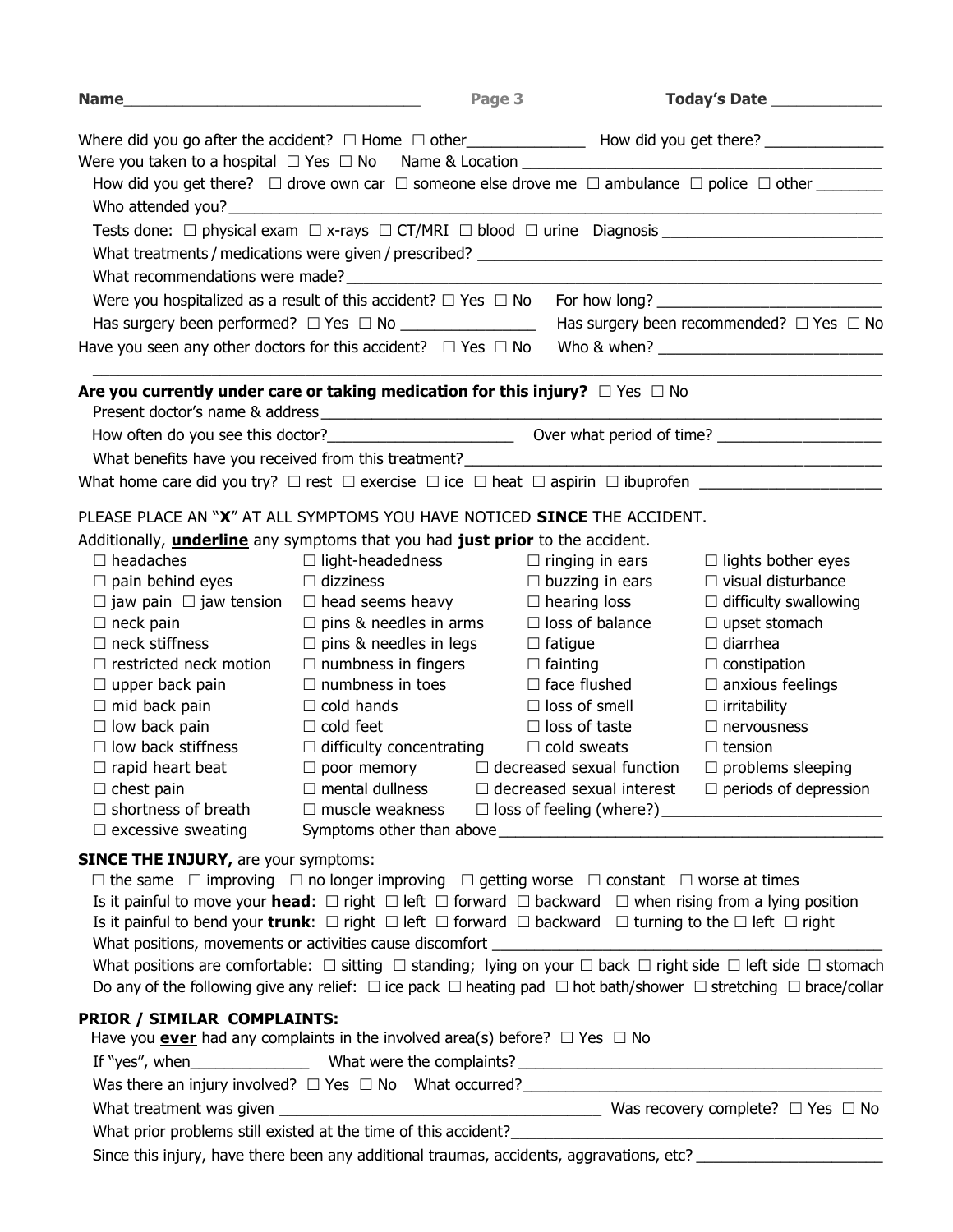**Name**________________________________ **Today's Date** ____________

Where did you go after the accident? ☐ Home ☐ other______________ How did you get there? ______________

Were you taken to a hospital ☐ Yes ☐ No Name & Location ___________________________________________

How did you get there? ☐ drove own car ☐ someone else drove me ☐ ambulance ☐ police ☐ other ________

Who attended you?___________________________________________________________________________

Tests done: ☐ physical exam ☐ x-rays ☐ CT/MRI ☐ blood ☐ urine Diagnosis _________________________

What treatments / medications were given / prescribed? _______________________________________________

What recommendations were made?_____________________________________________________________

Were you hospitalized as a result of this accident? ☐ Yes ☐ No For how long? __________________________

Has surgery been performed? ☐ Yes ☐ No ________________ Has surgery been recommended? ☐ Yes ☐ No

Have you seen any other doctors for this accident? ☐ Yes ☐ No Who & when? __________________________

______________________________________________________________________________________

**Are you currently under care or taking medication for this injury?** ☐ Yes ☐ No

Present doctor's name & address ______________________________________________________________

How often do you see this doctor?______________________ Over what period of time? ___________________

What benefits have you received from this treatment?_______________________________________________

What home care did you try? ☐ rest ☐ exercise ☐ ice ☐ heat ☐ aspirin ☐ ibuprofen _____________________

PLEASE PLACE AN "**X**" AT ALL SYMPTOMS YOU HAVE NOTICED **SINCE** THE ACCIDENT.

Additionally, **underline** any symptoms that you had **just prior** to the accident.

| | | | |
|---|---|---|---|
| ☐ headaches | ☐ light-headedness | ☐ ringing in ears | ☐ lights bother eyes |
| ☐ pain behind eyes | ☐ dizziness | ☐ buzzing in ears | ☐ visual disturbance |
| ☐ jaw pain ☐ jaw tension | ☐ head seems heavy | ☐ hearing loss | ☐ difficulty swallowing |
| ☐ neck pain | ☐ pins & needles in arms | ☐ loss of balance | ☐ upset stomach |
| ☐ neck stiffness | ☐ pins & needles in legs | ☐ fatigue | ☐ diarrhea |
| ☐ restricted neck motion | ☐ numbness in fingers | ☐ fainting | ☐ constipation |
| ☐ upper back pain | ☐ numbness in toes | ☐ face flushed | ☐ anxious feelings |
| ☐ mid back pain | ☐ cold hands | ☐ loss of smell | ☐ irritability |
| ☐ low back pain | ☐ cold feet | ☐ loss of taste | ☐ nervousness |
| ☐ low back stiffness | ☐ difficulty concentrating | ☐ cold sweats | ☐ tension |
| ☐ rapid heart beat | ☐ poor memory | ☐ decreased sexual function | ☐ problems sleeping |
| ☐ chest pain | ☐ mental dullness | ☐ decreased sexual interest | ☐ periods of depression |
| ☐ shortness of breath | ☐ muscle weakness | ☐ loss of feeling (where?)________ | |
| ☐ excessive sweating | Symptoms other than above________ | | |

**SINCE THE INJURY,** are your symptoms:

☐ the same ☐ improving ☐ no longer improving ☐ getting worse ☐ constant ☐ worse at times

Is it painful to move your **head**: ☐ right ☐ left ☐ forward ☐ backward ☐ when rising from a lying position

Is it painful to bend your **trunk**: ☐ right ☐ left ☐ forward ☐ backward ☐ turning to the ☐ left ☐ right

What positions, movements or activities cause discomfort ______________________________________________

What positions are comfortable: ☐ sitting ☐ standing; lying on your ☐ back ☐ right side ☐ left side ☐ stomach

Do any of the following give any relief: ☐ ice pack ☐ heating pad ☐ hot bath/shower ☐ stretching ☐ brace/collar

**PRIOR / SIMILAR COMPLAINTS:**

Have you **ever** had any complaints in the involved area(s) before? ☐ Yes ☐ No

If "yes", when______________ What were the complaints?___________________________________________

Was there an injury involved? ☐ Yes ☐ No What occurred?_________________________________________

What treatment was given _______________________________________ Was recovery complete? ☐ Yes ☐ No

What prior problems still existed at the time of this accident?__________________________________________

Since this injury, have there been any additional traumas, accidents, aggravations, etc? ______________________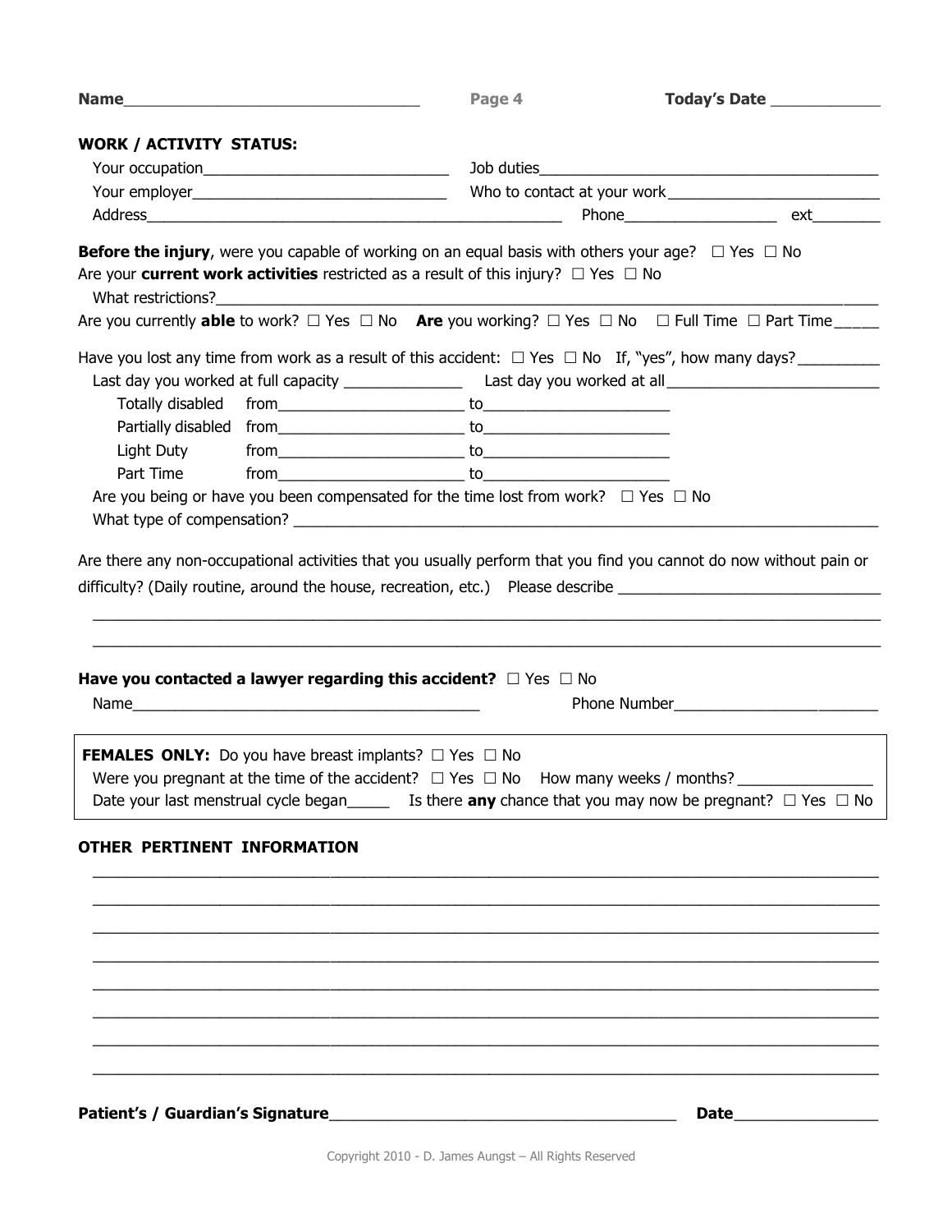**Name**________________________________ **Page 4** **Today's Date** ____________

**WORK / ACTIVITY STATUS:**

Your occupation____________________________ Job duties________________________________________

Your employer______________________________ Who to contact at your work________________________

Address__________________________________________________ Phone__________________ ext________

**Before the injury**, were you capable of working on an equal basis with others your age? ☐ Yes ☐ No

Are your **current work activities** restricted as a result of this injury? ☐ Yes ☐ No

What restrictions?______________________________________________________________________________

Are you currently **able** to work? ☐ Yes ☐ No **Are** you working? ☐ Yes ☐ No ☐ Full Time ☐ Part Time_____

Have you lost any time from work as a result of this accident: ☐ Yes ☐ No If, "yes", how many days?_________

Last day you worked at full capacity ______________ Last day you worked at all_________________________

| | | |
|---|---|---|
| Totally disabled | from______________________ | to______________________ |
| Partially disabled | from______________________ | to______________________ |
| Light Duty | from______________________ | to______________________ |
| Part Time | from______________________ | to______________________ |

Are you being or have you been compensated for the time lost from work? ☐ Yes ☐ No

What type of compensation? ______________________________________________________________________

Are there any non-occupational activities that you usually perform that you find you cannot do now without pain or difficulty? (Daily routine, around the house, recreation, etc.) Please describe ______________________________

______________________________________________________________________________________________

______________________________________________________________________________________________

**Have you contacted a lawyer regarding this accident?** ☐ Yes ☐ No

Name__________________________________________ Phone Number________________________

**FEMALES ONLY:** Do you have breast implants? ☐ Yes ☐ No

Were you pregnant at the time of the accident? ☐ Yes ☐ No How many weeks / months? ________________

Date your last menstrual cycle began_____ Is there **any** chance that you may now be pregnant? ☐ Yes ☐ No

**OTHER PERTINENT INFORMATION**

______________________________________________________________________________________________

______________________________________________________________________________________________

______________________________________________________________________________________________

______________________________________________________________________________________________

______________________________________________________________________________________________

______________________________________________________________________________________________

______________________________________________________________________________________________

______________________________________________________________________________________________

**Patient's / Guardian's Signature**________________________________________ **Date**________________

Copyright 2010 - D. James Aungst – All Rights Reserved